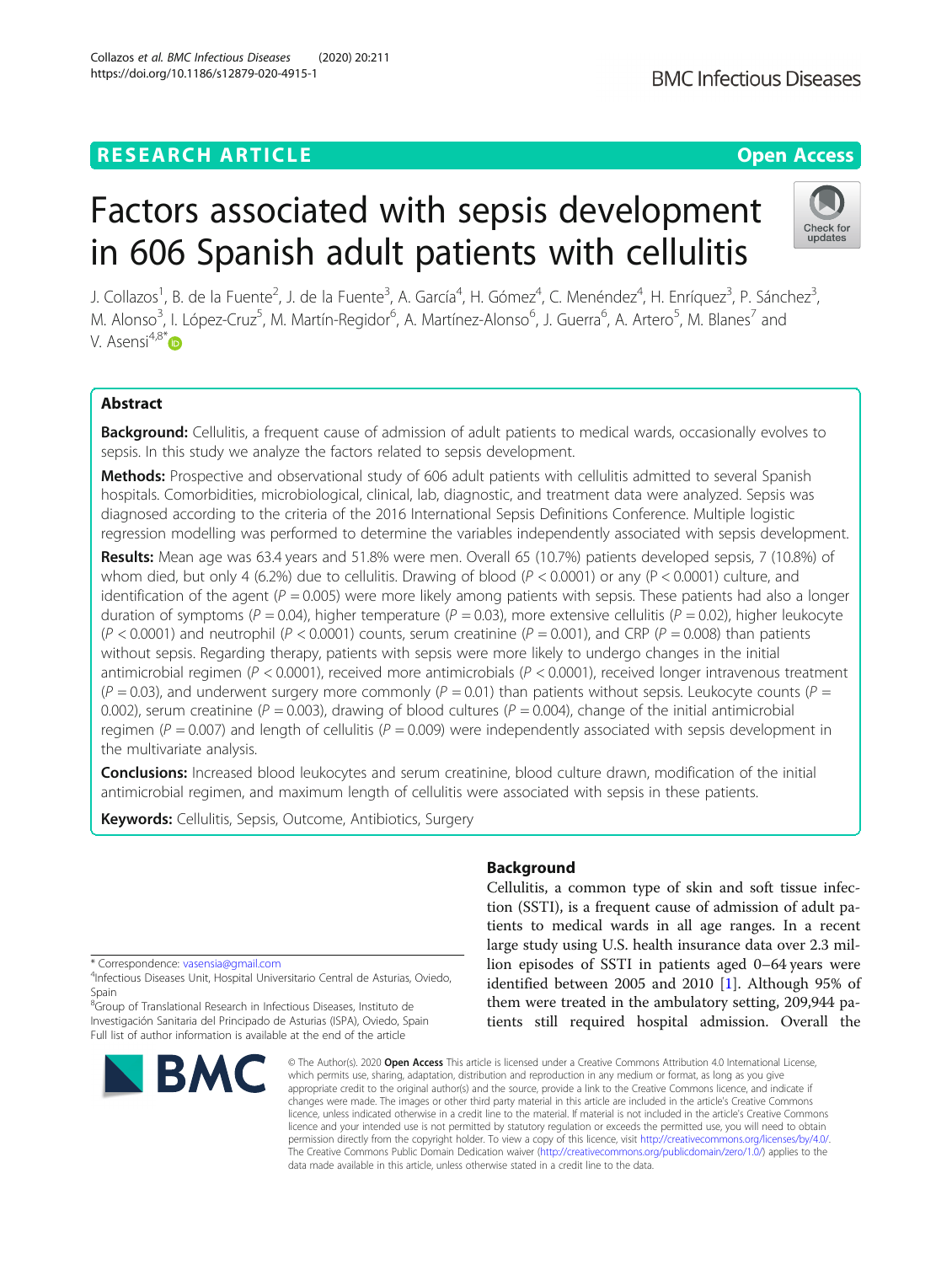RESEARCH ARTICLE

Open Access

# Factors associated with sepsis development in 606 Spanish adult patients with cellulitis

J. Collazos[1], B. de la Fuente[2], J. de la Fuente[3], A. García[4], H. Gómez[4], C. Menéndez[4], H. Enríquez[3], P. Sánchez[3], M. Alonso[3], I. López-Cruz[5], M. Martín-Regidor[6], A. Martínez-Alonso[6], J. Guerra[6], A. Artero[5], M. Blanes[7] and V. Asensi[4,8*]

## Abstract

**Background:** Cellulitis, a frequent cause of admission of adult patients to medical wards, occasionally evolves to sepsis. In this study we analyze the factors related to sepsis development.

**Methods:** Prospective and observational study of 606 adult patients with cellulitis admitted to several Spanish hospitals. Comorbidities, microbiological, clinical, lab, diagnostic, and treatment data were analyzed. Sepsis was diagnosed according to the criteria of the 2016 International Sepsis Definitions Conference. Multiple logistic regression modelling was performed to determine the variables independently associated with sepsis development.

**Results:** Mean age was 63.4 years and 51.8% were men. Overall 65 (10.7%) patients developed sepsis, 7 (10.8%) of whom died, but only 4 (6.2%) due to cellulitis. Drawing of blood ($P < 0.0001$) or any ($P < 0.0001$) culture, and identification of the agent ($P = 0.005$) were more likely among patients with sepsis. These patients had also a longer duration of symptoms ($P = 0.04$), higher temperature ($P = 0.03$), more extensive cellulitis ($P = 0.02$), higher leukocyte ($P < 0.0001$) and neutrophil ($P < 0.0001$) counts, serum creatinine ($P = 0.001$), and CRP ($P = 0.008$) than patients without sepsis. Regarding therapy, patients with sepsis were more likely to undergo changes in the initial antimicrobial regimen ($P < 0.0001$), received more antimicrobials ($P < 0.0001$), received longer intravenous treatment ($P = 0.03$), and underwent surgery more commonly ($P = 0.01$) than patients without sepsis. Leukocyte counts ($P = 0.002$), serum creatinine ($P = 0.003$), drawing of blood cultures ($P = 0.004$), change of the initial antimicrobial regimen ($P = 0.007$) and length of cellulitis ($P = 0.009$) were independently associated with sepsis development in the multivariate analysis.

**Conclusions:** Increased blood leukocytes and serum creatinine, blood culture drawn, modification of the initial antimicrobial regimen, and maximum length of cellulitis were associated with sepsis in these patients.

**Keywords:** Cellulitis, Sepsis, Outcome, Antibiotics, Surgery

## Background

Cellulitis, a common type of skin and soft tissue infection (SSTI), is a frequent cause of admission of adult patients to medical wards in all age ranges. In a recent large study using U.S. health insurance data over 2.3 million episodes of SSTI in patients aged 0–64 years were identified between 2005 and 2010 [1]. Although 95% of them were treated in the ambulatory setting, 209,944 patients still required hospital admission. Overall the

* Correspondence: vasensia@gmail.com

[4]Infectious Diseases Unit, Hospital Universitario Central de Asturias, Oviedo, Spain

[8]Group of Translational Research in Infectious Diseases, Instituto de Investigación Sanitaria del Principado de Asturias (ISPA), Oviedo, Spain

Full list of author information is available at the end of the article

© The Author(s). 2020 **Open Access** This article is licensed under a Creative Commons Attribution 4.0 International License, which permits use, sharing, adaptation, distribution and reproduction in any medium or format, as long as you give appropriate credit to the original author(s) and the source, provide a link to the Creative Commons licence, and indicate if changes were made. The images or other third party material in this article are included in the article's Creative Commons licence, unless indicated otherwise in a credit line to the material. If material is not included in the article's Creative Commons licence and your intended use is not permitted by statutory regulation or exceeds the permitted use, you will need to obtain permission directly from the copyright holder. To view a copy of this licence, visit http://creativecommons.org/licenses/by/4.0/. The Creative Commons Public Domain Dedication waiver (http://creativecommons.org/publicdomain/zero/1.0/) applies to the data made available in this article, unless otherwise stated in a credit line to the data.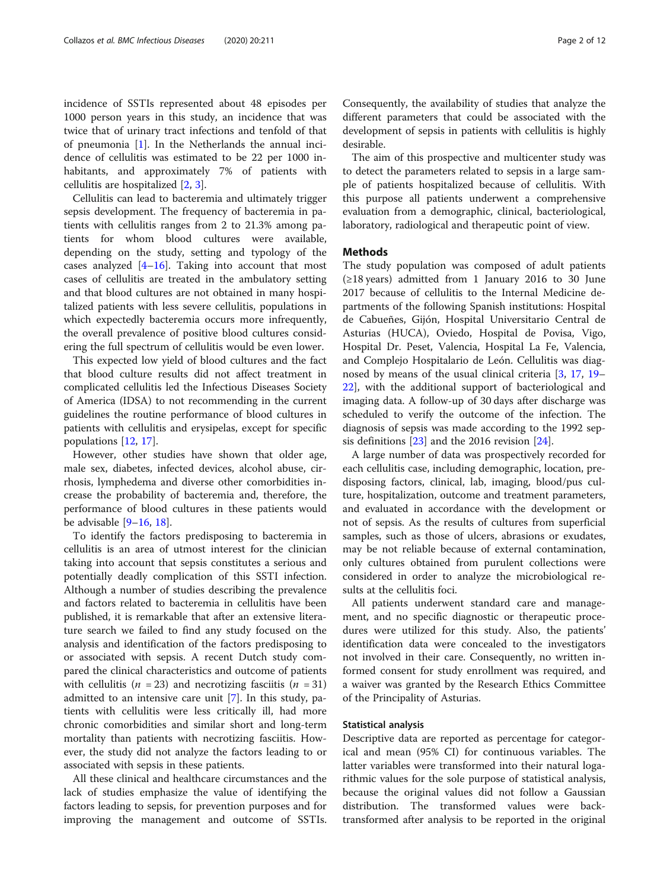incidence of SSTIs represented about 48 episodes per 1000 person years in this study, an incidence that was twice that of urinary tract infections and tenfold of that of pneumonia [1]. In the Netherlands the annual incidence of cellulitis was estimated to be 22 per 1000 inhabitants, and approximately 7% of patients with cellulitis are hospitalized [2, 3].

Cellulitis can lead to bacteremia and ultimately trigger sepsis development. The frequency of bacteremia in patients with cellulitis ranges from 2 to 21.3% among patients for whom blood cultures were available, depending on the study, setting and typology of the cases analyzed [4–16]. Taking into account that most cases of cellulitis are treated in the ambulatory setting and that blood cultures are not obtained in many hospitalized patients with less severe cellulitis, populations in which expectedly bacteremia occurs more infrequently, the overall prevalence of positive blood cultures considering the full spectrum of cellulitis would be even lower.

This expected low yield of blood cultures and the fact that blood culture results did not affect treatment in complicated cellulitis led the Infectious Diseases Society of America (IDSA) to not recommending in the current guidelines the routine performance of blood cultures in patients with cellulitis and erysipelas, except for specific populations [12, 17].

However, other studies have shown that older age, male sex, diabetes, infected devices, alcohol abuse, cirrhosis, lymphedema and diverse other comorbidities increase the probability of bacteremia and, therefore, the performance of blood cultures in these patients would be advisable [9–16, 18].

To identify the factors predisposing to bacteremia in cellulitis is an area of utmost interest for the clinician taking into account that sepsis constitutes a serious and potentially deadly complication of this SSTI infection. Although a number of studies describing the prevalence and factors related to bacteremia in cellulitis have been published, it is remarkable that after an extensive literature search we failed to find any study focused on the analysis and identification of the factors predisposing to or associated with sepsis. A recent Dutch study compared the clinical characteristics and outcome of patients with cellulitis ($n$ = 23) and necrotizing fasciitis ($n$ = 31) admitted to an intensive care unit [7]. In this study, patients with cellulitis were less critically ill, had more chronic comorbidities and similar short and long-term mortality than patients with necrotizing fasciitis. However, the study did not analyze the factors leading to or associated with sepsis in these patients.

All these clinical and healthcare circumstances and the lack of studies emphasize the value of identifying the factors leading to sepsis, for prevention purposes and for improving the management and outcome of SSTIs. Consequently, the availability of studies that analyze the different parameters that could be associated with the development of sepsis in patients with cellulitis is highly desirable.

The aim of this prospective and multicenter study was to detect the parameters related to sepsis in a large sample of patients hospitalized because of cellulitis. With this purpose all patients underwent a comprehensive evaluation from a demographic, clinical, bacteriological, laboratory, radiological and therapeutic point of view.

## Methods

The study population was composed of adult patients (≥18 years) admitted from 1 January 2016 to 30 June 2017 because of cellulitis to the Internal Medicine departments of the following Spanish institutions: Hospital de Cabueñes, Gijón, Hospital Universitario Central de Asturias (HUCA), Oviedo, Hospital de Povisa, Vigo, Hospital Dr. Peset, Valencia, Hospital La Fe, Valencia, and Complejo Hospitalario de León. Cellulitis was diagnosed by means of the usual clinical criteria [3, 17, 19–22], with the additional support of bacteriological and imaging data. A follow-up of 30 days after discharge was scheduled to verify the outcome of the infection. The diagnosis of sepsis was made according to the 1992 sepsis definitions [23] and the 2016 revision [24].

A large number of data was prospectively recorded for each cellulitis case, including demographic, location, predisposing factors, clinical, lab, imaging, blood/pus culture, hospitalization, outcome and treatment parameters, and evaluated in accordance with the development or not of sepsis. As the results of cultures from superficial samples, such as those of ulcers, abrasions or exudates, may be not reliable because of external contamination, only cultures obtained from purulent collections were considered in order to analyze the microbiological results at the cellulitis foci.

All patients underwent standard care and management, and no specific diagnostic or therapeutic procedures were utilized for this study. Also, the patients' identification data were concealed to the investigators not involved in their care. Consequently, no written informed consent for study enrollment was required, and a waiver was granted by the Research Ethics Committee of the Principality of Asturias.

### Statistical analysis

Descriptive data are reported as percentage for categorical and mean (95% CI) for continuous variables. The latter variables were transformed into their natural logarithmic values for the sole purpose of statistical analysis, because the original values did not follow a Gaussian distribution. The transformed values were back-transformed after analysis to be reported in the original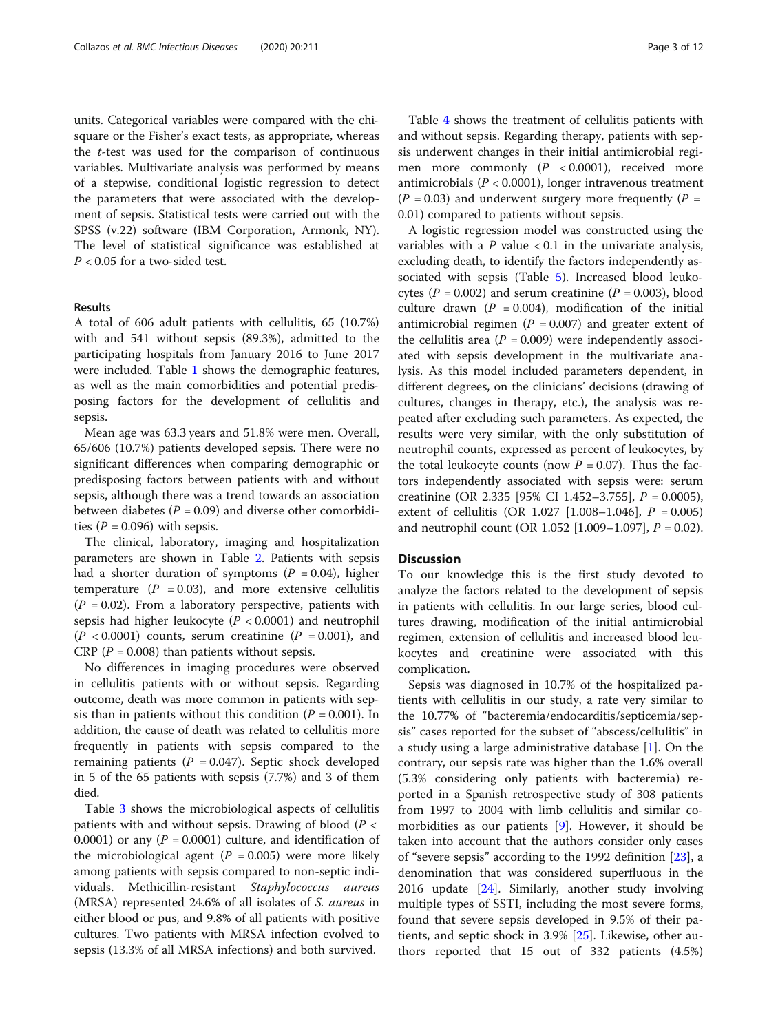units. Categorical variables were compared with the chi-square or the Fisher's exact tests, as appropriate, whereas the *t*-test was used for the comparison of continuous variables. Multivariate analysis was performed by means of a stepwise, conditional logistic regression to detect the parameters that were associated with the development of sepsis. Statistical tests were carried out with the SPSS (v.22) software (IBM Corporation, Armonk, NY). The level of statistical significance was established at $P < 0.05$ for a two-sided test.

## Results

A total of 606 adult patients with cellulitis, 65 (10.7%) with and 541 without sepsis (89.3%), admitted to the participating hospitals from January 2016 to June 2017 were included. Table 1 shows the demographic features, as well as the main comorbidities and potential predisposing factors for the development of cellulitis and sepsis.

Mean age was 63.3 years and 51.8% were men. Overall, 65/606 (10.7%) patients developed sepsis. There were no significant differences when comparing demographic or predisposing factors between patients with and without sepsis, although there was a trend towards an association between diabetes ($P = 0.09$) and diverse other comorbidities ($P = 0.096$) with sepsis.

The clinical, laboratory, imaging and hospitalization parameters are shown in Table 2. Patients with sepsis had a shorter duration of symptoms ($P = 0.04$), higher temperature ($P = 0.03$), and more extensive cellulitis ($P = 0.02$). From a laboratory perspective, patients with sepsis had higher leukocyte ($P < 0.0001$) and neutrophil ($P < 0.0001$) counts, serum creatinine ($P = 0.001$), and CRP ($P = 0.008$) than patients without sepsis.

No differences in imaging procedures were observed in cellulitis patients with or without sepsis. Regarding outcome, death was more common in patients with sepsis than in patients without this condition ($P = 0.001$). In addition, the cause of death was related to cellulitis more frequently in patients with sepsis compared to the remaining patients ($P = 0.047$). Septic shock developed in 5 of the 65 patients with sepsis (7.7%) and 3 of them died.

Table 3 shows the microbiological aspects of cellulitis patients with and without sepsis. Drawing of blood ($P < 0.0001$) or any ($P = 0.0001$) culture, and identification of the microbiological agent ($P = 0.005$) were more likely among patients with sepsis compared to non-septic individuals. Methicillin-resistant *Staphylococcus aureus* (MRSA) represented 24.6% of all isolates of *S. aureus* in either blood or pus, and 9.8% of all patients with positive cultures. Two patients with MRSA infection evolved to sepsis (13.3% of all MRSA infections) and both survived.

Table 4 shows the treatment of cellulitis patients with and without sepsis. Regarding therapy, patients with sepsis underwent changes in their initial antimicrobial regimen more commonly ($P < 0.0001$), received more antimicrobials ($P < 0.0001$), longer intravenous treatment ($P = 0.03$) and underwent surgery more frequently ($P = 0.01$) compared to patients without sepsis.

A logistic regression model was constructed using the variables with a $P$ value $< 0.1$ in the univariate analysis, excluding death, to identify the factors independently associated with sepsis (Table 5). Increased blood leukocytes ($P = 0.002$) and serum creatinine ($P = 0.003$), blood culture drawn ($P = 0.004$), modification of the initial antimicrobial regimen ($P = 0.007$) and greater extent of the cellulitis area ($P = 0.009$) were independently associated with sepsis development in the multivariate analysis. As this model included parameters dependent, in different degrees, on the clinicians' decisions (drawing of cultures, changes in therapy, etc.), the analysis was repeated after excluding such parameters. As expected, the results were very similar, with the only substitution of neutrophil counts, expressed as percent of leukocytes, by the total leukocyte counts (now $P = 0.07$). Thus the factors independently associated with sepsis were: serum creatinine (OR 2.335 [95% CI 1.452–3.755], $P = 0.0005$), extent of cellulitis (OR 1.027 [1.008–1.046], $P = 0.005$) and neutrophil count (OR 1.052 [1.009–1.097], $P = 0.02$).

## Discussion

To our knowledge this is the first study devoted to analyze the factors related to the development of sepsis in patients with cellulitis. In our large series, blood cultures drawing, modification of the initial antimicrobial regimen, extension of cellulitis and increased blood leukocytes and creatinine were associated with this complication.

Sepsis was diagnosed in 10.7% of the hospitalized patients with cellulitis in our study, a rate very similar to the 10.77% of "bacteremia/endocarditis/septicemia/sepsis" cases reported for the subset of "abscess/cellulitis" in a study using a large administrative database [1]. On the contrary, our sepsis rate was higher than the 1.6% overall (5.3% considering only patients with bacteremia) reported in a Spanish retrospective study of 308 patients from 1997 to 2004 with limb cellulitis and similar comorbidities as our patients [9]. However, it should be taken into account that the authors consider only cases of "severe sepsis" according to the 1992 definition [23], a denomination that was considered superfluous in the 2016 update [24]. Similarly, another study involving multiple types of SSTI, including the most severe forms, found that severe sepsis developed in 9.5% of their patients, and septic shock in 3.9% [25]. Likewise, other authors reported that 15 out of 332 patients (4.5%)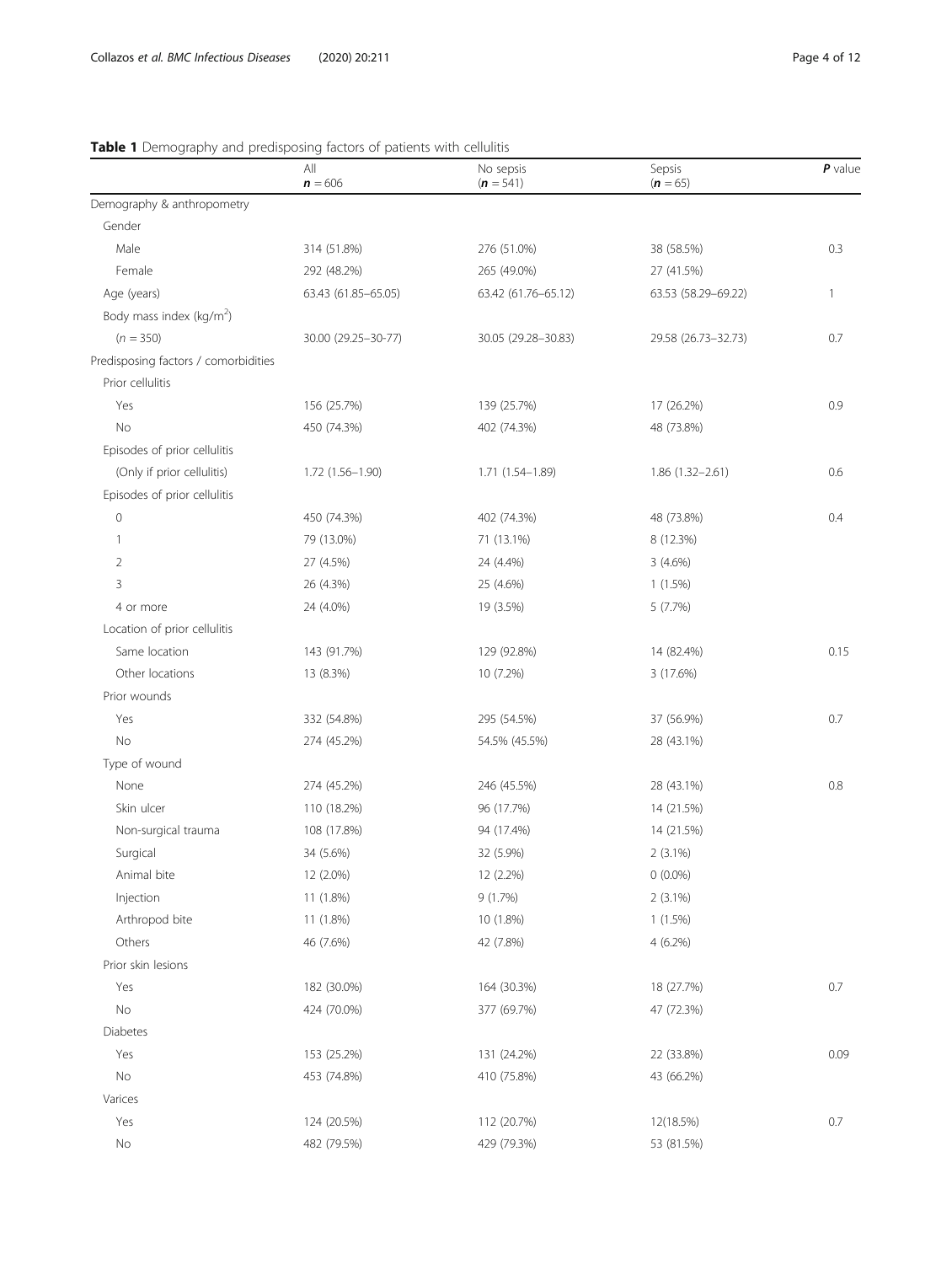**Table 1** Demography and predisposing factors of patients with cellulitis

| | All<br>**n** = 606 | No sepsis<br>(**n** = 541) | Sepsis<br>(**n** = 65) | **P** value |
|---|---|---|---|---|
| Demography & anthropometry | | | | |
| Gender | | | | |
| Male | 314 (51.8%) | 276 (51.0%) | 38 (58.5%) | 0.3 |
| Female | 292 (48.2%) | 265 (49.0%) | 27 (41.5%) | |
| Age (years) | 63.43 (61.85–65.05) | 63.42 (61.76–65.12) | 63.53 (58.29–69.22) | 1 |
| Body mass index (kg/m$^2$) | | | | |
| (n = 350) | 30.00 (29.25–30-77) | 30.05 (29.28–30.83) | 29.58 (26.73–32.73) | 0.7 |
| Predisposing factors / comorbidities | | | | |
| Prior cellulitis | | | | |
| Yes | 156 (25.7%) | 139 (25.7%) | 17 (26.2%) | 0.9 |
| No | 450 (74.3%) | 402 (74.3%) | 48 (73.8%) | |
| Episodes of prior cellulitis | | | | |
| (Only if prior cellulitis) | 1.72 (1.56–1.90) | 1.71 (1.54–1.89) | 1.86 (1.32–2.61) | 0.6 |
| Episodes of prior cellulitis | | | | |
| 0 | 450 (74.3%) | 402 (74.3%) | 48 (73.8%) | 0.4 |
| 1 | 79 (13.0%) | 71 (13.1%) | 8 (12.3%) | |
| 2 | 27 (4.5%) | 24 (4.4%) | 3 (4.6%) | |
| 3 | 26 (4.3%) | 25 (4.6%) | 1 (1.5%) | |
| 4 or more | 24 (4.0%) | 19 (3.5%) | 5 (7.7%) | |
| Location of prior cellulitis | | | | |
| Same location | 143 (91.7%) | 129 (92.8%) | 14 (82.4%) | 0.15 |
| Other locations | 13 (8.3%) | 10 (7.2%) | 3 (17.6%) | |
| Prior wounds | | | | |
| Yes | 332 (54.8%) | 295 (54.5%) | 37 (56.9%) | 0.7 |
| No | 274 (45.2%) | 54.5% (45.5%) | 28 (43.1%) | |
| Type of wound | | | | |
| None | 274 (45.2%) | 246 (45.5%) | 28 (43.1%) | 0.8 |
| Skin ulcer | 110 (18.2%) | 96 (17.7%) | 14 (21.5%) | |
| Non-surgical trauma | 108 (17.8%) | 94 (17.4%) | 14 (21.5%) | |
| Surgical | 34 (5.6%) | 32 (5.9%) | 2 (3.1%) | |
| Animal bite | 12 (2.0%) | 12 (2.2%) | 0 (0.0%) | |
| Injection | 11 (1.8%) | 9 (1.7%) | 2 (3.1%) | |
| Arthropod bite | 11 (1.8%) | 10 (1.8%) | 1 (1.5%) | |
| Others | 46 (7.6%) | 42 (7.8%) | 4 (6.2%) | |
| Prior skin lesions | | | | |
| Yes | 182 (30.0%) | 164 (30.3%) | 18 (27.7%) | 0.7 |
| No | 424 (70.0%) | 377 (69.7%) | 47 (72.3%) | |
| Diabetes | | | | |
| Yes | 153 (25.2%) | 131 (24.2%) | 22 (33.8%) | 0.09 |
| No | 453 (74.8%) | 410 (75.8%) | 43 (66.2%) | |
| Varices | | | | |
| Yes | 124 (20.5%) | 112 (20.7%) | 12(18.5%) | 0.7 |
| No | 482 (79.5%) | 429 (79.3%) | 53 (81.5%) | |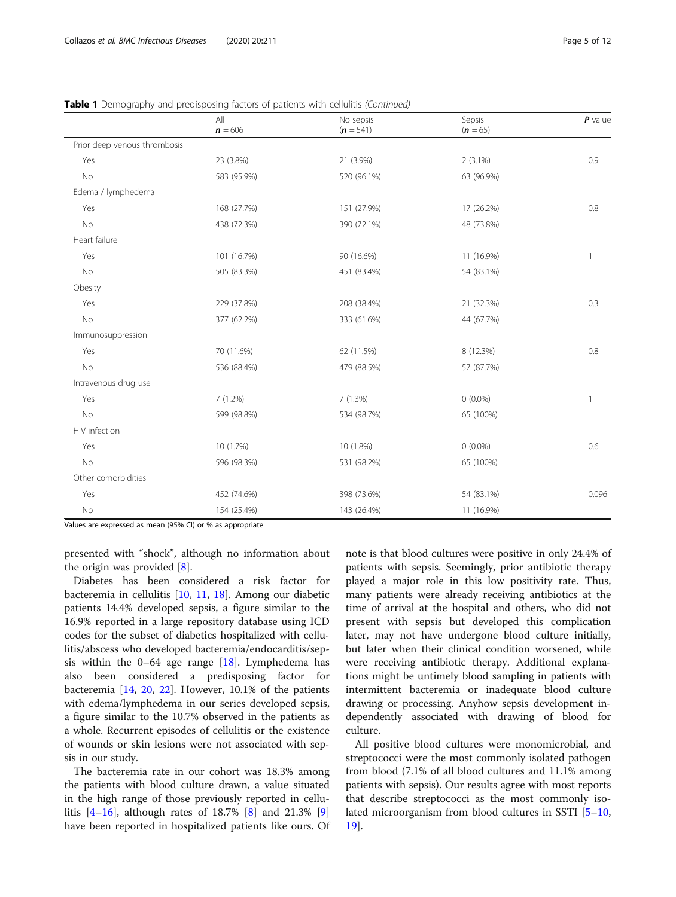**Table 1** Demography and predisposing factors of patients with cellulitis *(Continued)*

| | All **n** = 606 | No sepsis (**n** = 541) | Sepsis (**n** = 65) | **P** value |
|---|---|---|---|---|
| Prior deep venous thrombosis | | | | |
| Yes | 23 (3.8%) | 21 (3.9%) | 2 (3.1%) | 0.9 |
| No | 583 (95.9%) | 520 (96.1%) | 63 (96.9%) | |
| Edema / lymphedema | | | | |
| Yes | 168 (27.7%) | 151 (27.9%) | 17 (26.2%) | 0.8 |
| No | 438 (72.3%) | 390 (72.1%) | 48 (73.8%) | |
| Heart failure | | | | |
| Yes | 101 (16.7%) | 90 (16.6%) | 11 (16.9%) | 1 |
| No | 505 (83.3%) | 451 (83.4%) | 54 (83.1%) | |
| Obesity | | | | |
| Yes | 229 (37.8%) | 208 (38.4%) | 21 (32.3%) | 0.3 |
| No | 377 (62.2%) | 333 (61.6%) | 44 (67.7%) | |
| Immunosuppression | | | | |
| Yes | 70 (11.6%) | 62 (11.5%) | 8 (12.3%) | 0.8 |
| No | 536 (88.4%) | 479 (88.5%) | 57 (87.7%) | |
| Intravenous drug use | | | | |
| Yes | 7 (1.2%) | 7 (1.3%) | 0 (0.0%) | 1 |
| No | 599 (98.8%) | 534 (98.7%) | 65 (100%) | |
| HIV infection | | | | |
| Yes | 10 (1.7%) | 10 (1.8%) | 0 (0.0%) | 0.6 |
| No | 596 (98.3%) | 531 (98.2%) | 65 (100%) | |
| Other comorbidities | | | | |
| Yes | 452 (74.6%) | 398 (73.6%) | 54 (83.1%) | 0.096 |
| No | 154 (25.4%) | 143 (26.4%) | 11 (16.9%) | |

Values are expressed as mean (95% CI) or % as appropriate

presented with "shock", although no information about the origin was provided [8].

Diabetes has been considered a risk factor for bacteremia in cellulitis [10, 11, 18]. Among our diabetic patients 14.4% developed sepsis, a figure similar to the 16.9% reported in a large repository database using ICD codes for the subset of diabetics hospitalized with cellulitis/abscess who developed bacteremia/endocarditis/sepsis within the 0–64 age range [18]. Lymphedema has also been considered a predisposing factor for bacteremia [14, 20, 22]. However, 10.1% of the patients with edema/lymphedema in our series developed sepsis, a figure similar to the 10.7% observed in the patients as a whole. Recurrent episodes of cellulitis or the existence of wounds or skin lesions were not associated with sepsis in our study.

The bacteremia rate in our cohort was 18.3% among the patients with blood culture drawn, a value situated in the high range of those previously reported in cellulitis [4–16], although rates of 18.7% [8] and 21.3% [9] have been reported in hospitalized patients like ours. Of note is that blood cultures were positive in only 24.4% of patients with sepsis. Seemingly, prior antibiotic therapy played a major role in this low positivity rate. Thus, many patients were already receiving antibiotics at the time of arrival at the hospital and others, who did not present with sepsis but developed this complication later, may not have undergone blood culture initially, but later when their clinical condition worsened, while were receiving antibiotic therapy. Additional explanations might be untimely blood sampling in patients with intermittent bacteremia or inadequate blood culture drawing or processing. Anyhow sepsis development independently associated with drawing of blood for culture.

All positive blood cultures were monomicrobial, and streptococci were the most commonly isolated pathogen from blood (7.1% of all blood cultures and 11.1% among patients with sepsis). Our results agree with most reports that describe streptococci as the most commonly isolated microorganism from blood cultures in SSTI [5–10, 19].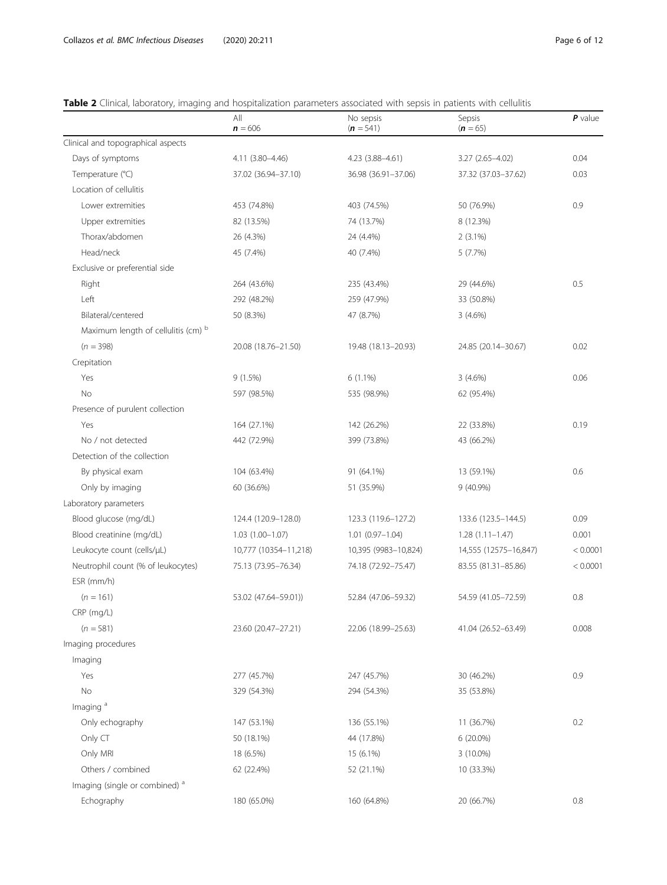**Table 2** Clinical, laboratory, imaging and hospitalization parameters associated with sepsis in patients with cellulitis

| | All<br>**n** = 606 | No sepsis<br>(**n** = 541) | Sepsis<br>(**n** = 65) | **P** value |
|---|---|---|---|---|
| Clinical and topographical aspects | | | | |
| Days of symptoms | 4.11 (3.80–4.46) | 4.23 (3.88–4.61) | 3.27 (2.65–4.02) | 0.04 |
| Temperature (°C) | 37.02 (36.94–37.10) | 36.98 (36.91–37.06) | 37.32 (37.03–37.62) | 0.03 |
| Location of cellulitis | | | | |
| Lower extremities | 453 (74.8%) | 403 (74.5%) | 50 (76.9%) | 0.9 |
| Upper extremities | 82 (13.5%) | 74 (13.7%) | 8 (12.3%) | |
| Thorax/abdomen | 26 (4.3%) | 24 (4.4%) | 2 (3.1%) | |
| Head/neck | 45 (7.4%) | 40 (7.4%) | 5 (7.7%) | |
| Exclusive or preferential side | | | | |
| Right | 264 (43.6%) | 235 (43.4%) | 29 (44.6%) | 0.5 |
| Left | 292 (48.2%) | 259 (47.9%) | 33 (50.8%) | |
| Bilateral/centered | 50 (8.3%) | 47 (8.7%) | 3 (4.6%) | |
| Maximum length of cellulitis (cm) [b] | | | | |
| (n = 398) | 20.08 (18.76–21.50) | 19.48 (18.13–20.93) | 24.85 (20.14–30.67) | 0.02 |
| Crepitation | | | | |
| Yes | 9 (1.5%) | 6 (1.1%) | 3 (4.6%) | 0.06 |
| No | 597 (98.5%) | 535 (98.9%) | 62 (95.4%) | |
| Presence of purulent collection | | | | |
| Yes | 164 (27.1%) | 142 (26.2%) | 22 (33.8%) | 0.19 |
| No / not detected | 442 (72.9%) | 399 (73.8%) | 43 (66.2%) | |
| Detection of the collection | | | | |
| By physical exam | 104 (63.4%) | 91 (64.1%) | 13 (59.1%) | 0.6 |
| Only by imaging | 60 (36.6%) | 51 (35.9%) | 9 (40.9%) | |
| Laboratory parameters | | | | |
| Blood glucose (mg/dL) | 124.4 (120.9–128.0) | 123.3 (119.6–127.2) | 133.6 (123.5–144.5) | 0.09 |
| Blood creatinine (mg/dL) | 1.03 (1.00–1.07) | 1.01 (0.97–1.04) | 1.28 (1.11–1.47) | 0.001 |
| Leukocyte count (cells/μL) | 10,777 (10354–11,218) | 10,395 (9983–10,824) | 14,555 (12575–16,847) | < 0.0001 |
| Neutrophil count (% of leukocytes) | 75.13 (73.95–76.34) | 74.18 (72.92–75.47) | 83.55 (81.31–85.86) | < 0.0001 |
| ESR (mm/h) | | | | |
| (n = 161) | 53.02 (47.64–59.01)) | 52.84 (47.06–59.32) | 54.59 (41.05–72.59) | 0.8 |
| CRP (mg/L) | | | | |
| (n = 581) | 23.60 (20.47–27.21) | 22.06 (18.99–25.63) | 41.04 (26.52–63.49) | 0.008 |
| Imaging procedures | | | | |
| Imaging | | | | |
| Yes | 277 (45.7%) | 247 (45.7%) | 30 (46.2%) | 0.9 |
| No | 329 (54.3%) | 294 (54.3%) | 35 (53.8%) | |
| Imaging [a] | | | | |
| Only echography | 147 (53.1%) | 136 (55.1%) | 11 (36.7%) | 0.2 |
| Only CT | 50 (18.1%) | 44 (17.8%) | 6 (20.0%) | |
| Only MRI | 18 (6.5%) | 15 (6.1%) | 3 (10.0%) | |
| Others / combined | 62 (22.4%) | 52 (21.1%) | 10 (33.3%) | |
| Imaging (single or combined) [a] | | | | |
| Echography | 180 (65.0%) | 160 (64.8%) | 20 (66.7%) | 0.8 |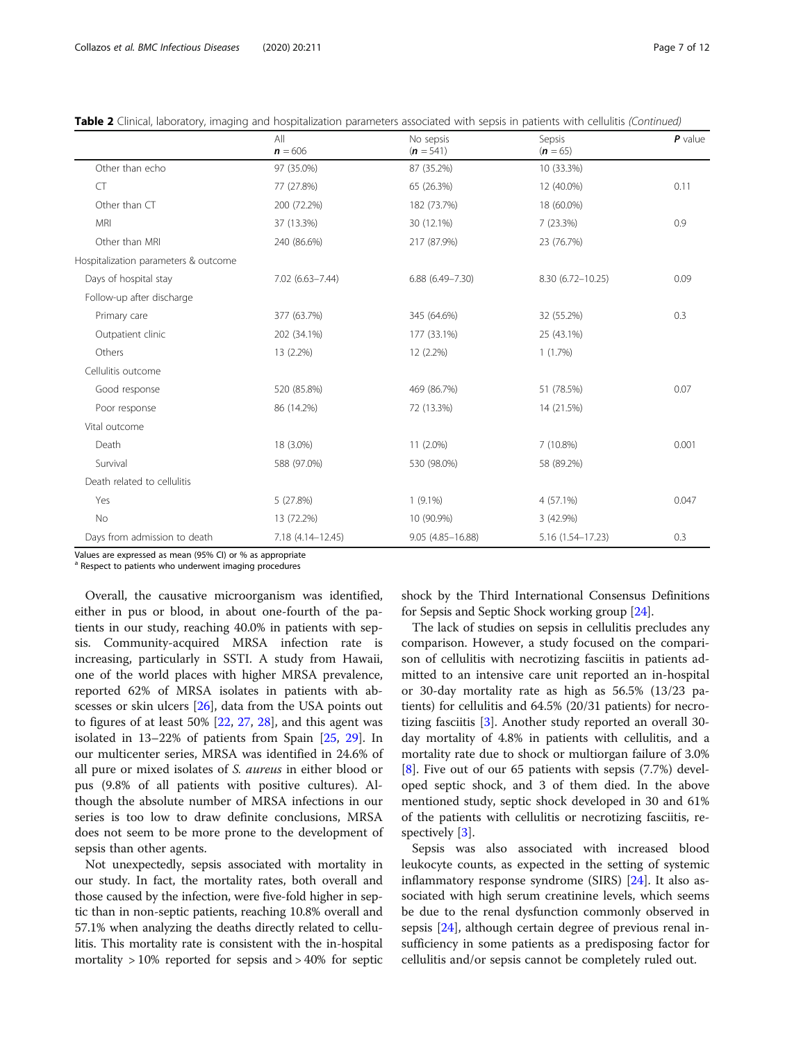**Table 2** Clinical, laboratory, imaging and hospitalization parameters associated with sepsis in patients with cellulitis *(Continued)*

| | All<br>**n** = 606 | No sepsis<br>(**n** = 541) | Sepsis<br>(**n** = 65) | **P** value |
|---|---|---|---|---|
| Other than echo | 97 (35.0%) | 87 (35.2%) | 10 (33.3%) | |
| CT | 77 (27.8%) | 65 (26.3%) | 12 (40.0%) | 0.11 |
| Other than CT | 200 (72.2%) | 182 (73.7%) | 18 (60.0%) | |
| MRI | 37 (13.3%) | 30 (12.1%) | 7 (23.3%) | 0.9 |
| Other than MRI | 240 (86.6%) | 217 (87.9%) | 23 (76.7%) | |
| Hospitalization parameters & outcome | | | | |
| Days of hospital stay | 7.02 (6.63–7.44) | 6.88 (6.49–7.30) | 8.30 (6.72–10.25) | 0.09 |
| Follow-up after discharge | | | | |
| Primary care | 377 (63.7%) | 345 (64.6%) | 32 (55.2%) | 0.3 |
| Outpatient clinic | 202 (34.1%) | 177 (33.1%) | 25 (43.1%) | |
| Others | 13 (2.2%) | 12 (2.2%) | 1 (1.7%) | |
| Cellulitis outcome | | | | |
| Good response | 520 (85.8%) | 469 (86.7%) | 51 (78.5%) | 0.07 |
| Poor response | 86 (14.2%) | 72 (13.3%) | 14 (21.5%) | |
| Vital outcome | | | | |
| Death | 18 (3.0%) | 11 (2.0%) | 7 (10.8%) | 0.001 |
| Survival | 588 (97.0%) | 530 (98.0%) | 58 (89.2%) | |
| Death related to cellulitis | | | | |
| Yes | 5 (27.8%) | 1 (9.1%) | 4 (57.1%) | 0.047 |
| No | 13 (72.2%) | 10 (90.9%) | 3 (42.9%) | |
| Days from admission to death | 7.18 (4.14–12.45) | 9.05 (4.85–16.88) | 5.16 (1.54–17.23) | 0.3 |

Values are expressed as mean (95% CI) or % as appropriate
[a] Respect to patients who underwent imaging procedures

Overall, the causative microorganism was identified, either in pus or blood, in about one-fourth of the patients in our study, reaching 40.0% in patients with sepsis. Community-acquired MRSA infection rate is increasing, particularly in SSTI. A study from Hawaii, one of the world places with higher MRSA prevalence, reported 62% of MRSA isolates in patients with abscesses or skin ulcers [26], data from the USA points out to figures of at least 50% [22, 27, 28], and this agent was isolated in 13–22% of patients from Spain [25, 29]. In our multicenter series, MRSA was identified in 24.6% of all pure or mixed isolates of *S. aureus* in either blood or pus (9.8% of all patients with positive cultures). Although the absolute number of MRSA infections in our series is too low to draw definite conclusions, MRSA does not seem to be more prone to the development of sepsis than other agents.

Not unexpectedly, sepsis associated with mortality in our study. In fact, the mortality rates, both overall and those caused by the infection, were five-fold higher in septic than in non-septic patients, reaching 10.8% overall and 57.1% when analyzing the deaths directly related to cellulitis. This mortality rate is consistent with the in-hospital mortality > 10% reported for sepsis and > 40% for septic shock by the Third International Consensus Definitions for Sepsis and Septic Shock working group [24].

The lack of studies on sepsis in cellulitis precludes any comparison. However, a study focused on the comparison of cellulitis with necrotizing fasciitis in patients admitted to an intensive care unit reported an in-hospital or 30-day mortality rate as high as 56.5% (13/23 patients) for cellulitis and 64.5% (20/31 patients) for necrotizing fasciitis [3]. Another study reported an overall 30-day mortality of 4.8% in patients with cellulitis, and a mortality rate due to shock or multiorgan failure of 3.0% [8]. Five out of our 65 patients with sepsis (7.7%) developed septic shock, and 3 of them died. In the above mentioned study, septic shock developed in 30 and 61% of the patients with cellulitis or necrotizing fasciitis, respectively [3].

Sepsis was also associated with increased blood leukocyte counts, as expected in the setting of systemic inflammatory response syndrome (SIRS) [24]. It also associated with high serum creatinine levels, which seems be due to the renal dysfunction commonly observed in sepsis [24], although certain degree of previous renal insufficiency in some patients as a predisposing factor for cellulitis and/or sepsis cannot be completely ruled out.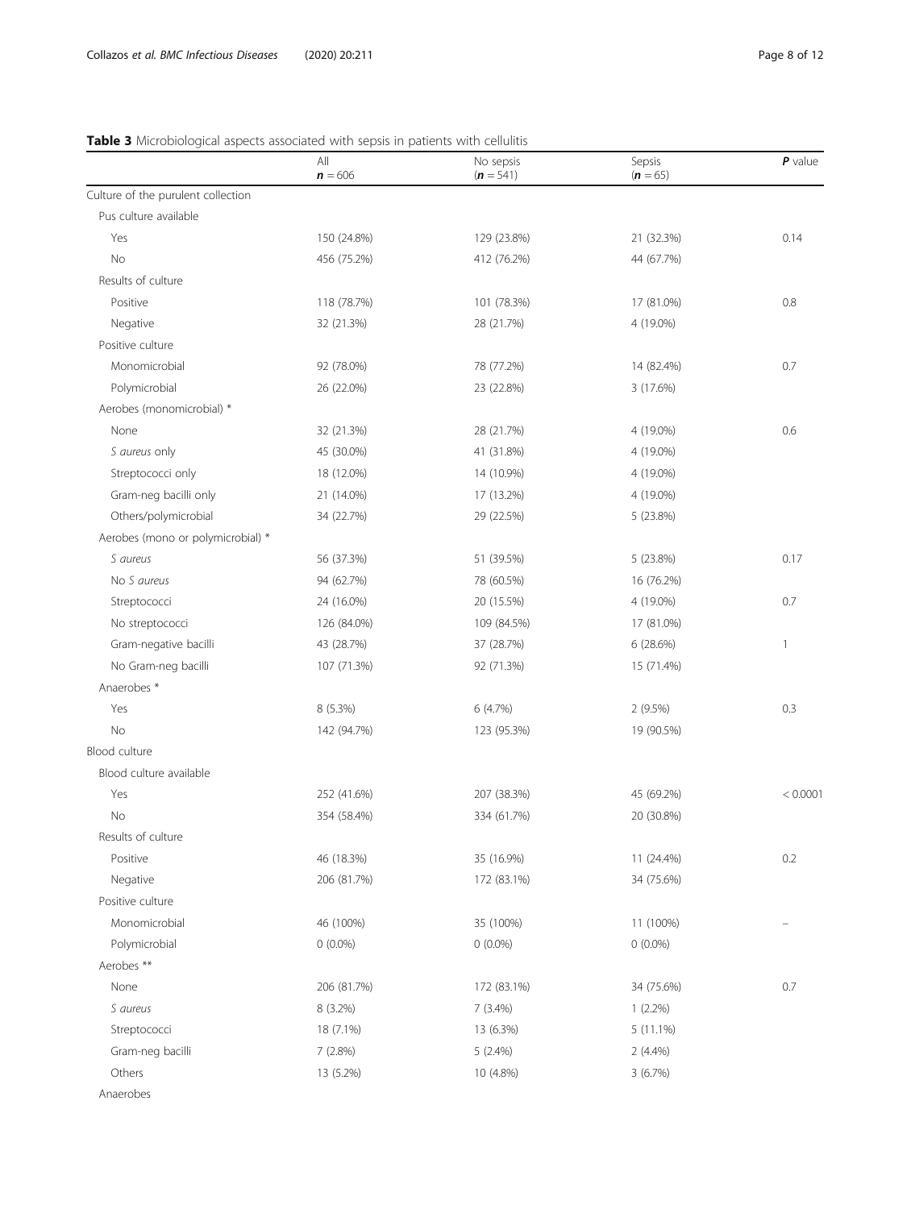**Table 3** Microbiological aspects associated with sepsis in patients with cellulitis

| | All ***n*** = 606 | No sepsis (***n*** = 541) | Sepsis (***n*** = 65) | ***P*** value |
|---|---|---|---|---|
| Culture of the purulent collection | | | | |
| Pus culture available | | | | |
| Yes | 150 (24.8%) | 129 (23.8%) | 21 (32.3%) | 0.14 |
| No | 456 (75.2%) | 412 (76.2%) | 44 (67.7%) | |
| Results of culture | | | | |
| Positive | 118 (78.7%) | 101 (78.3%) | 17 (81.0%) | 0.8 |
| Negative | 32 (21.3%) | 28 (21.7%) | 4 (19.0%) | |
| Positive culture | | | | |
| Monomicrobial | 92 (78.0%) | 78 (77.2%) | 14 (82.4%) | 0.7 |
| Polymicrobial | 26 (22.0%) | 23 (22.8%) | 3 (17.6%) | |
| Aerobes (monomicrobial) * | | | | |
| None | 32 (21.3%) | 28 (21.7%) | 4 (19.0%) | 0.6 |
| *S aureus* only | 45 (30.0%) | 41 (31.8%) | 4 (19.0%) | |
| Streptococci only | 18 (12.0%) | 14 (10.9%) | 4 (19.0%) | |
| Gram-neg bacilli only | 21 (14.0%) | 17 (13.2%) | 4 (19.0%) | |
| Others/polymicrobial | 34 (22.7%) | 29 (22.5%) | 5 (23.8%) | |
| Aerobes (mono or polymicrobial) * | | | | |
| *S aureus* | 56 (37.3%) | 51 (39.5%) | 5 (23.8%) | 0.17 |
| No *S aureus* | 94 (62.7%) | 78 (60.5%) | 16 (76.2%) | |
| Streptococci | 24 (16.0%) | 20 (15.5%) | 4 (19.0%) | 0.7 |
| No streptococci | 126 (84.0%) | 109 (84.5%) | 17 (81.0%) | |
| Gram-negative bacilli | 43 (28.7%) | 37 (28.7%) | 6 (28.6%) | 1 |
| No Gram-neg bacilli | 107 (71.3%) | 92 (71.3%) | 15 (71.4%) | |
| Anaerobes * | | | | |
| Yes | 8 (5.3%) | 6 (4.7%) | 2 (9.5%) | 0.3 |
| No | 142 (94.7%) | 123 (95.3%) | 19 (90.5%) | |
| Blood culture | | | | |
| Blood culture available | | | | |
| Yes | 252 (41.6%) | 207 (38.3%) | 45 (69.2%) | < 0.0001 |
| No | 354 (58.4%) | 334 (61.7%) | 20 (30.8%) | |
| Results of culture | | | | |
| Positive | 46 (18.3%) | 35 (16.9%) | 11 (24.4%) | 0.2 |
| Negative | 206 (81.7%) | 172 (83.1%) | 34 (75.6%) | |
| Positive culture | | | | |
| Monomicrobial | 46 (100%) | 35 (100%) | 11 (100%) | – |
| Polymicrobial | 0 (0.0%) | 0 (0.0%) | 0 (0.0%) | |
| Aerobes ** | | | | |
| None | 206 (81.7%) | 172 (83.1%) | 34 (75.6%) | 0.7 |
| *S aureus* | 8 (3.2%) | 7 (3.4%) | 1 (2.2%) | |
| Streptococci | 18 (7.1%) | 13 (6.3%) | 5 (11.1%) | |
| Gram-neg bacilli | 7 (2.8%) | 5 (2.4%) | 2 (4.4%) | |
| Others | 13 (5.2%) | 10 (4.8%) | 3 (6.7%) | |
| Anaerobes | | | | |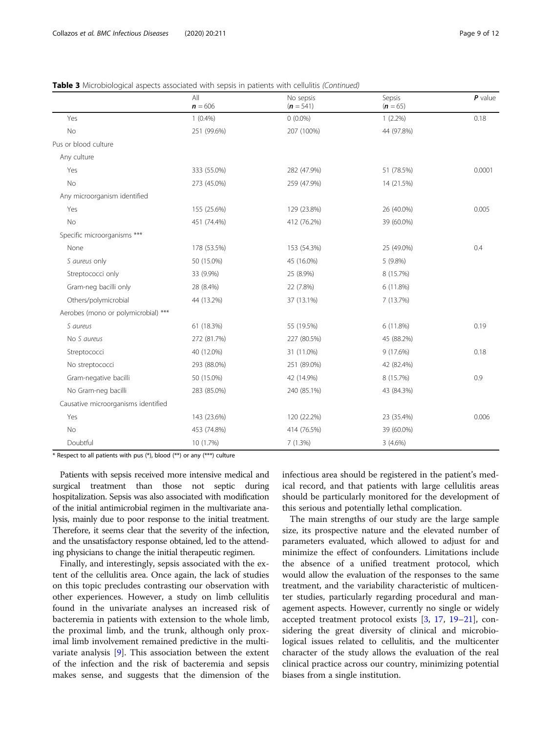**Table 3** Microbiological aspects associated with sepsis in patients with cellulitis *(Continued)*

| | All<br>**n** = 606 | No sepsis<br>(**n** = 541) | Sepsis<br>(**n** = 65) | **P** value |
|---|---|---|---|---|
| Yes | 1 (0.4%) | 0 (0.0%) | 1 (2.2%) | 0.18 |
| No | 251 (99.6%) | 207 (100%) | 44 (97.8%) | |
| Pus or blood culture | | | | |
| Any culture | | | | |
| Yes | 333 (55.0%) | 282 (47.9%) | 51 (78.5%) | 0.0001 |
| No | 273 (45.0%) | 259 (47.9%) | 14 (21.5%) | |
| Any microorganism identified | | | | |
| Yes | 155 (25.6%) | 129 (23.8%) | 26 (40.0%) | 0.005 |
| No | 451 (74.4%) | 412 (76.2%) | 39 (60.0%) | |
| Specific microorganisms *** | | | | |
| None | 178 (53.5%) | 153 (54.3%) | 25 (49.0%) | 0.4 |
| *S aureus* only | 50 (15.0%) | 45 (16.0%) | 5 (9.8%) | |
| Streptococci only | 33 (9.9%) | 25 (8.9%) | 8 (15.7%) | |
| Gram-neg bacilli only | 28 (8.4%) | 22 (7.8%) | 6 (11.8%) | |
| Others/polymicrobial | 44 (13.2%) | 37 (13.1%) | 7 (13.7%) | |
| Aerobes (mono or polymicrobial) *** | | | | |
| *S aureus* | 61 (18.3%) | 55 (19.5%) | 6 (11.8%) | 0.19 |
| No *S aureus* | 272 (81.7%) | 227 (80.5%) | 45 (88.2%) | |
| Streptococci | 40 (12.0%) | 31 (11.0%) | 9 (17.6%) | 0.18 |
| No streptococci | 293 (88.0%) | 251 (89.0%) | 42 (82.4%) | |
| Gram-negative bacilli | 50 (15.0%) | 42 (14.9%) | 8 (15.7%) | 0.9 |
| No Gram-neg bacilli | 283 (85.0%) | 240 (85.1%) | 43 (84.3%) | |
| Causative microorganisms identified | | | | |
| Yes | 143 (23.6%) | 120 (22.2%) | 23 (35.4%) | 0.006 |
| No | 453 (74.8%) | 414 (76.5%) | 39 (60.0%) | |
| Doubtful | 10 (1.7%) | 7 (1.3%) | 3 (4.6%) | |

* Respect to all patients with pus (*), blood (**) or any (***) culture

Patients with sepsis received more intensive medical and surgical treatment than those not septic during hospitalization. Sepsis was also associated with modification of the initial antimicrobial regimen in the multivariate analysis, mainly due to poor response to the initial treatment. Therefore, it seems clear that the severity of the infection, and the unsatisfactory response obtained, led to the attending physicians to change the initial therapeutic regimen.

Finally, and interestingly, sepsis associated with the extent of the cellulitis area. Once again, the lack of studies on this topic precludes contrasting our observation with other experiences. However, a study on limb cellulitis found in the univariate analyses an increased risk of bacteremia in patients with extension to the whole limb, the proximal limb, and the trunk, although only proximal limb involvement remained predictive in the multivariate analysis [9]. This association between the extent of the infection and the risk of bacteremia and sepsis makes sense, and suggests that the dimension of the infectious area should be registered in the patient's medical record, and that patients with large cellulitis areas should be particularly monitored for the development of this serious and potentially lethal complication.

The main strengths of our study are the large sample size, its prospective nature and the elevated number of parameters evaluated, which allowed to adjust for and minimize the effect of confounders. Limitations include the absence of a unified treatment protocol, which would allow the evaluation of the responses to the same treatment, and the variability characteristic of multicenter studies, particularly regarding procedural and management aspects. However, currently no single or widely accepted treatment protocol exists [3, 17, 19–21], considering the great diversity of clinical and microbiological issues related to cellulitis, and the multicenter character of the study allows the evaluation of the real clinical practice across our country, minimizing potential biases from a single institution.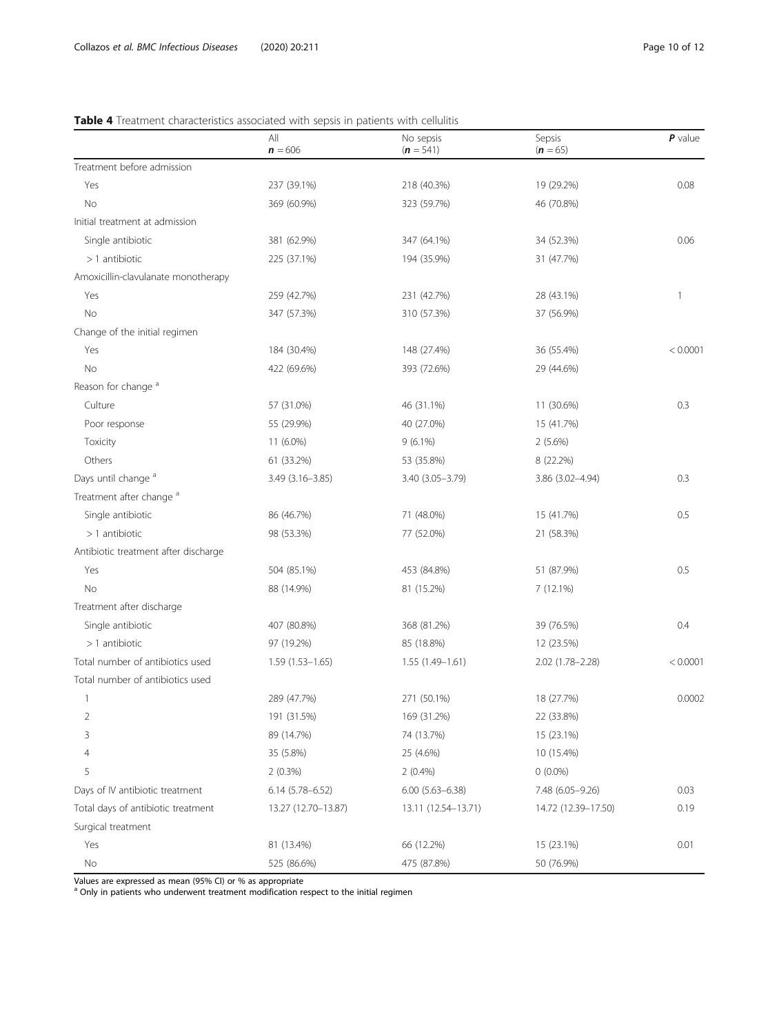**Table 4** Treatment characteristics associated with sepsis in patients with cellulitis

| | All<br>***n*** = 606 | No sepsis<br>(***n*** = 541) | Sepsis<br>(***n*** = 65) | ***P*** value |
|---|---|---|---|---|
| Treatment before admission | | | | |
| Yes | 237 (39.1%) | 218 (40.3%) | 19 (29.2%) | 0.08 |
| No | 369 (60.9%) | 323 (59.7%) | 46 (70.8%) | |
| Initial treatment at admission | | | | |
| Single antibiotic | 381 (62.9%) | 347 (64.1%) | 34 (52.3%) | 0.06 |
| > 1 antibiotic | 225 (37.1%) | 194 (35.9%) | 31 (47.7%) | |
| Amoxicillin-clavulanate monotherapy | | | | |
| Yes | 259 (42.7%) | 231 (42.7%) | 28 (43.1%) | 1 |
| No | 347 (57.3%) | 310 (57.3%) | 37 (56.9%) | |
| Change of the initial regimen | | | | |
| Yes | 184 (30.4%) | 148 (27.4%) | 36 (55.4%) | < 0.0001 |
| No | 422 (69.6%) | 393 (72.6%) | 29 (44.6%) | |
| Reason for change [a] | | | | |
| Culture | 57 (31.0%) | 46 (31.1%) | 11 (30.6%) | 0.3 |
| Poor response | 55 (29.9%) | 40 (27.0%) | 15 (41.7%) | |
| Toxicity | 11 (6.0%) | 9 (6.1%) | 2 (5.6%) | |
| Others | 61 (33.2%) | 53 (35.8%) | 8 (22.2%) | |
| Days until change [a] | 3.49 (3.16–3.85) | 3.40 (3.05–3.79) | 3.86 (3.02–4.94) | 0.3 |
| Treatment after change [a] | | | | |
| Single antibiotic | 86 (46.7%) | 71 (48.0%) | 15 (41.7%) | 0.5 |
| > 1 antibiotic | 98 (53.3%) | 77 (52.0%) | 21 (58.3%) | |
| Antibiotic treatment after discharge | | | | |
| Yes | 504 (85.1%) | 453 (84.8%) | 51 (87.9%) | 0.5 |
| No | 88 (14.9%) | 81 (15.2%) | 7 (12.1%) | |
| Treatment after discharge | | | | |
| Single antibiotic | 407 (80.8%) | 368 (81.2%) | 39 (76.5%) | 0.4 |
| > 1 antibiotic | 97 (19.2%) | 85 (18.8%) | 12 (23.5%) | |
| Total number of antibiotics used | 1.59 (1.53–1.65) | 1.55 (1.49–1.61) | 2.02 (1.78–2.28) | < 0.0001 |
| Total number of antibiotics used | | | | |
| 1 | 289 (47.7%) | 271 (50.1%) | 18 (27.7%) | 0.0002 |
| 2 | 191 (31.5%) | 169 (31.2%) | 22 (33.8%) | |
| 3 | 89 (14.7%) | 74 (13.7%) | 15 (23.1%) | |
| 4 | 35 (5.8%) | 25 (4.6%) | 10 (15.4%) | |
| 5 | 2 (0.3%) | 2 (0.4%) | 0 (0.0%) | |
| Days of IV antibiotic treatment | 6.14 (5.78–6.52) | 6.00 (5.63–6.38) | 7.48 (6.05–9.26) | 0.03 |
| Total days of antibiotic treatment | 13.27 (12.70–13.87) | 13.11 (12.54–13.71) | 14.72 (12.39–17.50) | 0.19 |
| Surgical treatment | | | | |
| Yes | 81 (13.4%) | 66 (12.2%) | 15 (23.1%) | 0.01 |
| No | 525 (86.6%) | 475 (87.8%) | 50 (76.9%) | |

Values are expressed as mean (95% CI) or % as appropriate

[a] Only in patients who underwent treatment modification respect to the initial regimen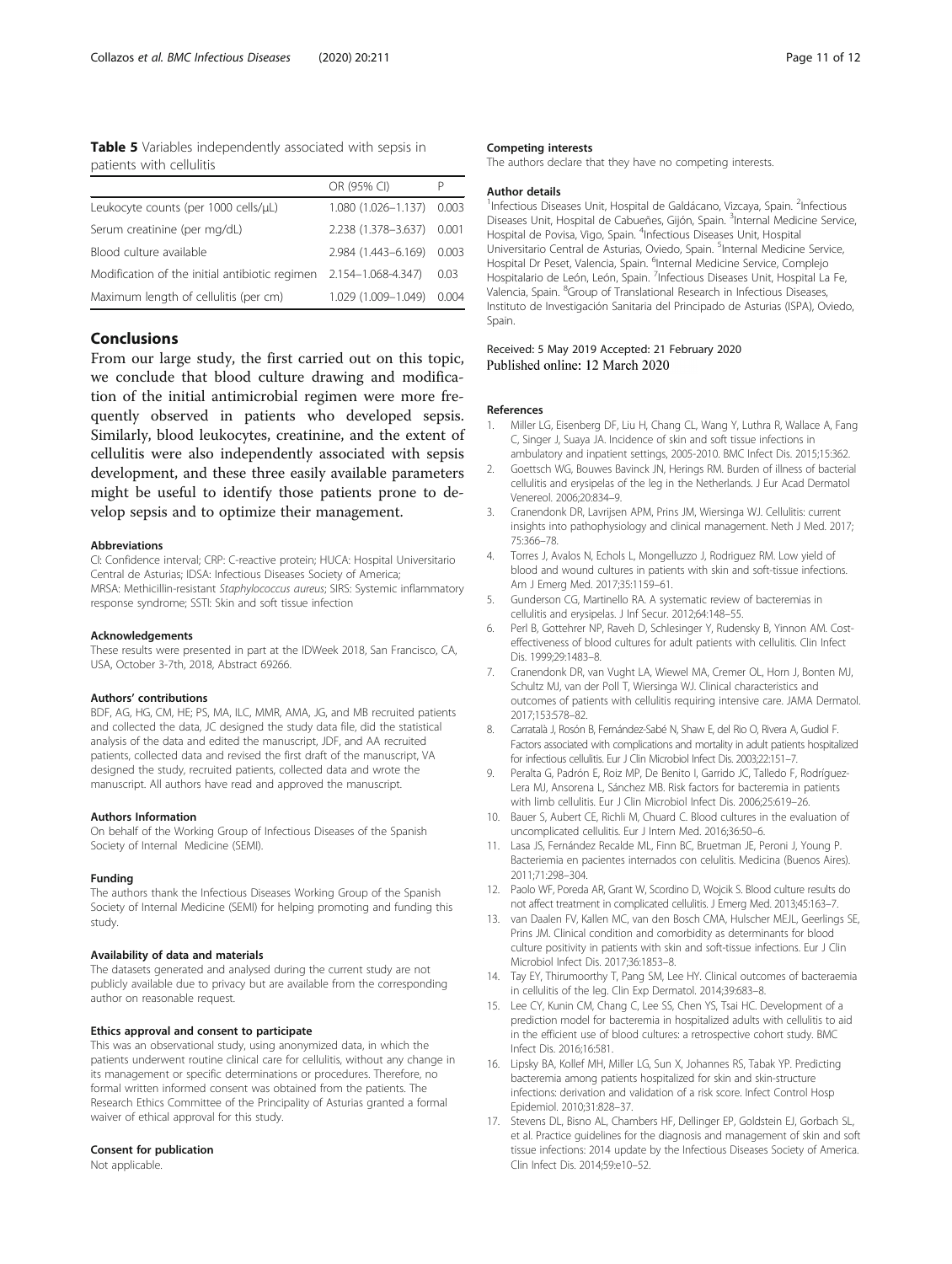**Table 5** Variables independently associated with sepsis in patients with cellulitis

| | OR (95% CI) | P |
|---|---|---|
| Leukocyte counts (per 1000 cells/μL) | 1.080 (1.026–1.137) | 0.003 |
| Serum creatinine (per mg/dL) | 2.238 (1.378–3.637) | 0.001 |
| Blood culture available | 2.984 (1.443–6.169) | 0.003 |
| Modification of the initial antibiotic regimen | 2.154–1.068-4.347) | 0.03 |
| Maximum length of cellulitis (per cm) | 1.029 (1.009–1.049) | 0.004 |

## Conclusions

From our large study, the first carried out on this topic, we conclude that blood culture drawing and modification of the initial antimicrobial regimen were more frequently observed in patients who developed sepsis. Similarly, blood leukocytes, creatinine, and the extent of cellulitis were also independently associated with sepsis development, and these three easily available parameters might be useful to identify those patients prone to develop sepsis and to optimize their management.

#### Abbreviations

CI: Confidence interval; CRP: C-reactive protein; HUCA: Hospital Universitario Central de Asturias; IDSA: Infectious Diseases Society of America; MRSA: Methicillin-resistant *Staphylococcus aureus*; SIRS: Systemic inflammatory response syndrome; SSTI: Skin and soft tissue infection

#### Acknowledgements

These results were presented in part at the IDWeek 2018, San Francisco, CA, USA, October 3-7th, 2018, Abstract 69266.

#### Authors' contributions

BDF, AG, HG, CM, HE; PS, MA, ILC, MMR, AMA, JG, and MB recruited patients and collected the data, JC designed the study data file, did the statistical analysis of the data and edited the manuscript, JDF, and AA recruited patients, collected data and revised the first draft of the manuscript, VA designed the study, recruited patients, collected data and wrote the manuscript. All authors have read and approved the manuscript.

#### Authors Information

On behalf of the Working Group of Infectious Diseases of the Spanish Society of Internal Medicine (SEMI).

#### Funding

The authors thank the Infectious Diseases Working Group of the Spanish Society of Internal Medicine (SEMI) for helping promoting and funding this study.

#### Availability of data and materials

The datasets generated and analysed during the current study are not publicly available due to privacy but are available from the corresponding author on reasonable request.

#### Ethics approval and consent to participate

This was an observational study, using anonymized data, in which the patients underwent routine clinical care for cellulitis, without any change in its management or specific determinations or procedures. Therefore, no formal written informed consent was obtained from the patients. The Research Ethics Committee of the Principality of Asturias granted a formal waiver of ethical approval for this study.

#### Consent for publication

Not applicable.

#### Competing interests

The authors declare that they have no competing interests.

#### Author details

[1]Infectious Diseases Unit, Hospital de Galdácano, Vizcaya, Spain. [2]Infectious Diseases Unit, Hospital de Cabueñes, Gijón, Spain. [3]Internal Medicine Service, Hospital de Povisa, Vigo, Spain. [4]Infectious Diseases Unit, Hospital Universitario Central de Asturias, Oviedo, Spain. [5]Internal Medicine Service, Hospital Dr Peset, Valencia, Spain. [6]Internal Medicine Service, Complejo Hospitalario de León, León, Spain. [7]Infectious Diseases Unit, Hospital La Fe, Valencia, Spain. [8]Group of Translational Research in Infectious Diseases, Instituto de Investigación Sanitaria del Principado de Asturias (ISPA), Oviedo, Spain.

Received: 5 May 2019 Accepted: 21 February 2020
Published online: 12 March 2020

#### References

1. Miller LG, Eisenberg DF, Liu H, Chang CL, Wang Y, Luthra R, Wallace A, Fang C, Singer J, Suaya JA. Incidence of skin and soft tissue infections in ambulatory and inpatient settings, 2005-2010. BMC Infect Dis. 2015;15:362.
2. Goettsch WG, Bouwes Bavinck JN, Herings RM. Burden of illness of bacterial cellulitis and erysipelas of the leg in the Netherlands. J Eur Acad Dermatol Venereol. 2006;20:834–9.
3. Cranendonk DR, Lavrijsen APM, Prins JM, Wiersinga WJ. Cellulitis: current insights into pathophysiology and clinical management. Neth J Med. 2017; 75:366–78.
4. Torres J, Avalos N, Echols L, Mongelluzzo J, Rodriguez RM. Low yield of blood and wound cultures in patients with skin and soft-tissue infections. Am J Emerg Med. 2017;35:1159–61.
5. Gunderson CG, Martinello RA. A systematic review of bacteremias in cellulitis and erysipelas. J Inf Secur. 2012;64:148–55.
6. Perl B, Gottehrer NP, Raveh D, Schlesinger Y, Rudensky B, Yinnon AM. Cost-effectiveness of blood cultures for adult patients with cellulitis. Clin Infect Dis. 1999;29:1483–8.
7. Cranendonk DR, van Vught LA, Wiewel MA, Cremer OL, Horn J, Bonten MJ, Schultz MJ, van der Poll T, Wiersinga WJ. Clinical characteristics and outcomes of patients with cellulitis requiring intensive care. JAMA Dermatol. 2017;153:578–82.
8. Carratalà J, Rosón B, Fernández-Sabé N, Shaw E, del Rio O, Rivera A, Gudiol F. Factors associated with complications and mortality in adult patients hospitalized for infectious cellulitis. Eur J Clin Microbiol Infect Dis. 2003;22:151–7.
9. Peralta G, Padrón E, Roiz MP, De Benito I, Garrido JC, Talledo F, Rodríguez-Lera MJ, Ansorena L, Sánchez MB. Risk factors for bacteremia in patients with limb cellulitis. Eur J Clin Microbiol Infect Dis. 2006;25:619–26.
10. Bauer S, Aubert CE, Richli M, Chuard C. Blood cultures in the evaluation of uncomplicated cellulitis. Eur J Intern Med. 2016;36:50–6.
11. Lasa JS, Fernández Recalde ML, Finn BC, Bruetman JE, Peroni J, Young P. Bacteriemia en pacientes internados con celulitis. Medicina (Buenos Aires). 2011;71:298–304.
12. Paolo WF, Poreda AR, Grant W, Scordino D, Wojcik S. Blood culture results do not affect treatment in complicated cellulitis. J Emerg Med. 2013;45:163–7.
13. van Daalen FV, Kallen MC, van den Bosch CMA, Hulscher MEJL, Geerlings SE, Prins JM. Clinical condition and comorbidity as determinants for blood culture positivity in patients with skin and soft-tissue infections. Eur J Clin Microbiol Infect Dis. 2017;36:1853–8.
14. Tay EY, Thirumoorthy T, Pang SM, Lee HY. Clinical outcomes of bacteraemia in cellulitis of the leg. Clin Exp Dermatol. 2014;39:683–8.
15. Lee CY, Kunin CM, Chang C, Lee SS, Chen YS, Tsai HC. Development of a prediction model for bacteremia in hospitalized adults with cellulitis to aid in the efficient use of blood cultures: a retrospective cohort study. BMC Infect Dis. 2016;16:581.
16. Lipsky BA, Kollef MH, Miller LG, Sun X, Johannes RS, Tabak YP. Predicting bacteremia among patients hospitalized for skin and skin-structure infections: derivation and validation of a risk score. Infect Control Hosp Epidemiol. 2010;31:828–37.
17. Stevens DL, Bisno AL, Chambers HF, Dellinger EP, Goldstein EJ, Gorbach SL, et al. Practice guidelines for the diagnosis and management of skin and soft tissue infections: 2014 update by the Infectious Diseases Society of America. Clin Infect Dis. 2014;59:e10–52.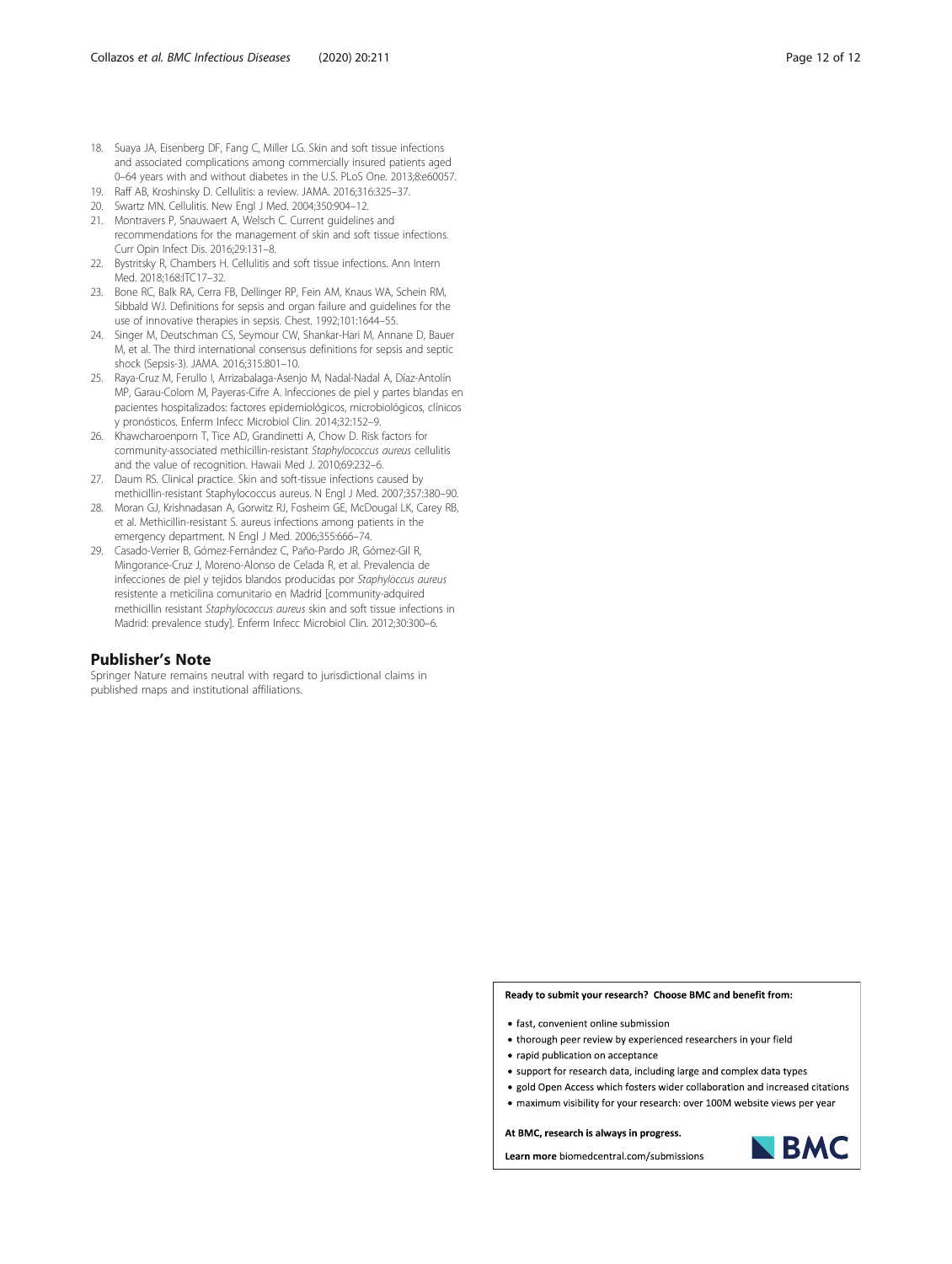18. Suaya JA, Eisenberg DF, Fang C, Miller LG. Skin and soft tissue infections and associated complications among commercially insured patients aged 0–64 years with and without diabetes in the U.S. PLoS One. 2013;8:e60057.
19. Raff AB, Kroshinsky D. Cellulitis: a review. JAMA. 2016;316:325–37.
20. Swartz MN. Cellulitis. New Engl J Med. 2004;350:904–12.
21. Montravers P, Snauwaert A, Welsch C. Current guidelines and recommendations for the management of skin and soft tissue infections. Curr Opin Infect Dis. 2016;29:131–8.
22. Bystritsky R, Chambers H. Cellulitis and soft tissue infections. Ann Intern Med. 2018;168:ITC17–32.
23. Bone RC, Balk RA, Cerra FB, Dellinger RP, Fein AM, Knaus WA, Schein RM, Sibbald WJ. Definitions for sepsis and organ failure and guidelines for the use of innovative therapies in sepsis. Chest. 1992;101:1644–55.
24. Singer M, Deutschman CS, Seymour CW, Shankar-Hari M, Annane D, Bauer M, et al. The third international consensus definitions for sepsis and septic shock (Sepsis-3). JAMA. 2016;315:801–10.
25. Raya-Cruz M, Ferullo I, Arrizabalaga-Asenjo M, Nadal-Nadal A, Díaz-Antolín MP, Garau-Colom M, Payeras-Cifre A. Infecciones de piel y partes blandas en pacientes hospitalizados: factores epidemiológicos, microbiológicos, clínicos y pronósticos. Enferm Infecc Microbiol Clin. 2014;32:152–9.
26. Khawcharoenporn T, Tice AD, Grandinetti A, Chow D. Risk factors for community-associated methicillin-resistant *Staphylococcus aureus* cellulitis and the value of recognition. Hawaii Med J. 2010;69:232–6.
27. Daum RS. Clinical practice. Skin and soft-tissue infections caused by methicillin-resistant Staphylococcus aureus. N Engl J Med. 2007;357:380–90.
28. Moran GJ, Krishnadasan A, Gorwitz RJ, Fosheim GE, McDougal LK, Carey RB, et al. Methicillin-resistant S. aureus infections among patients in the emergency department. N Engl J Med. 2006;355:666–74.
29. Casado-Verrier B, Gómez-Fernández C, Paño-Pardo JR, Gómez-Gil R, Mingorance-Cruz J, Moreno-Alonso de Celada R, et al. Prevalencia de infecciones de piel y tejidos blandos producidas por *Staphyloccus aureus* resistente a meticilina comunitario en Madrid [community-adquired methicillin resistant *Staphylococcus aureus* skin and soft tissue infections in Madrid: prevalence study]. Enferm Infecc Microbiol Clin. 2012;30:300–6.

## Publisher's Note

Springer Nature remains neutral with regard to jurisdictional claims in published maps and institutional affiliations.

**Ready to submit your research? Choose BMC and benefit from:**

- fast, convenient online submission
- thorough peer review by experienced researchers in your field
- rapid publication on acceptance
- support for research data, including large and complex data types
- gold Open Access which fosters wider collaboration and increased citations
- maximum visibility for your research: over 100M website views per year

**At BMC, research is always in progress.**

**Learn more** biomedcentral.com/submissions

BMC